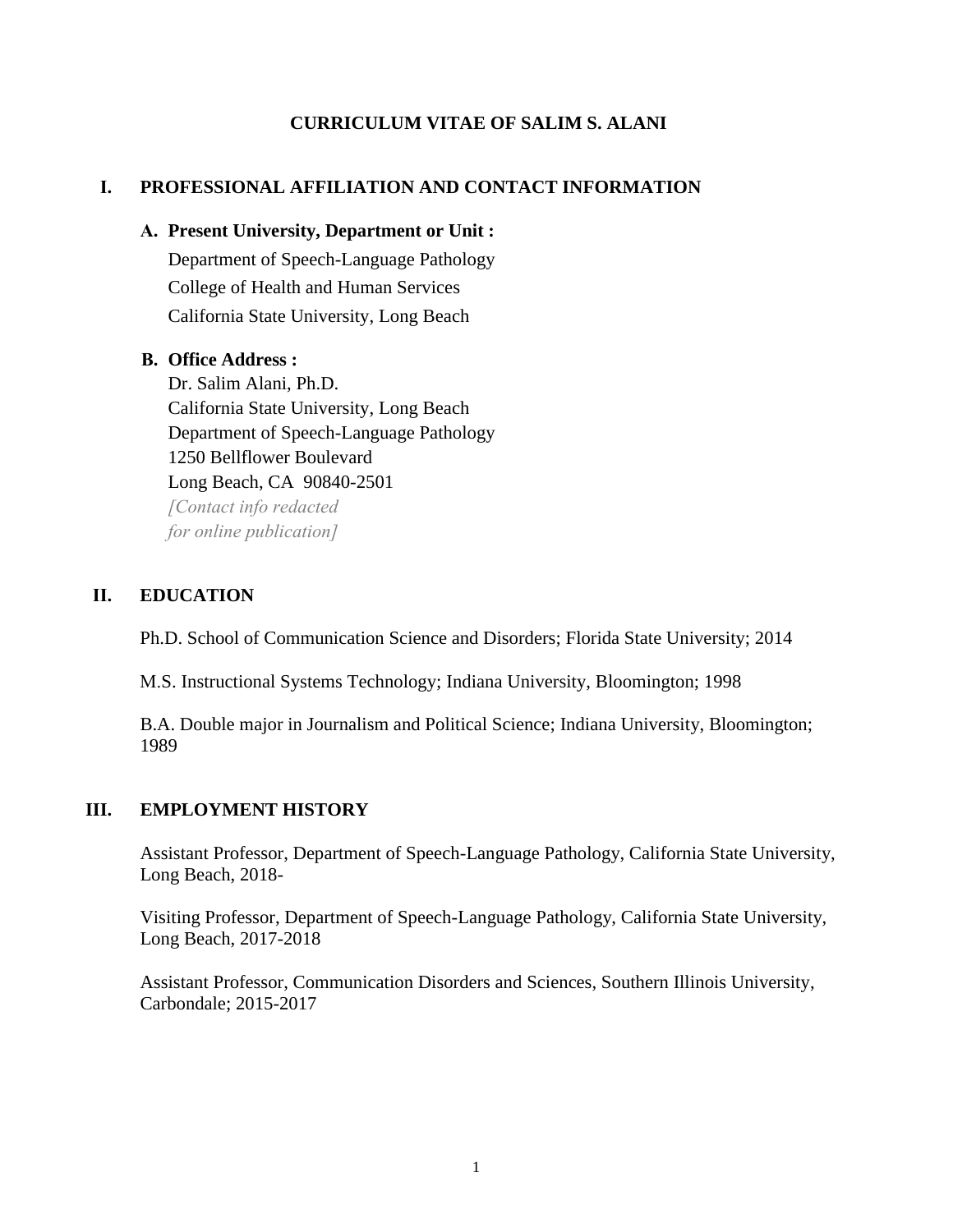# CURRICULUM VITAE OF SALIM S. ALANI

## I. PROFESSIONAL AFFILIATION AND CONTACT INFORMATION

### A. Present University, Department or Unit :

Department of Speech-Language Pathology
College of Health and Human Services
California State University, Long Beach

### B. Office Address :

Dr. Salim Alani, Ph.D.
California State University, Long Beach
Department of Speech-Language Pathology
1250 Bellflower Boulevard
Long Beach, CA 90840-2501
*[Contact info redacted for online publication]*

## II. EDUCATION

Ph.D. School of Communication Science and Disorders; Florida State University; 2014

M.S. Instructional Systems Technology; Indiana University, Bloomington; 1998

B.A. Double major in Journalism and Political Science; Indiana University, Bloomington; 1989

## III. EMPLOYMENT HISTORY

Assistant Professor, Department of Speech-Language Pathology, California State University, Long Beach, 2018-

Visiting Professor, Department of Speech-Language Pathology, California State University, Long Beach, 2017-2018

Assistant Professor, Communication Disorders and Sciences, Southern Illinois University, Carbondale; 2015-2017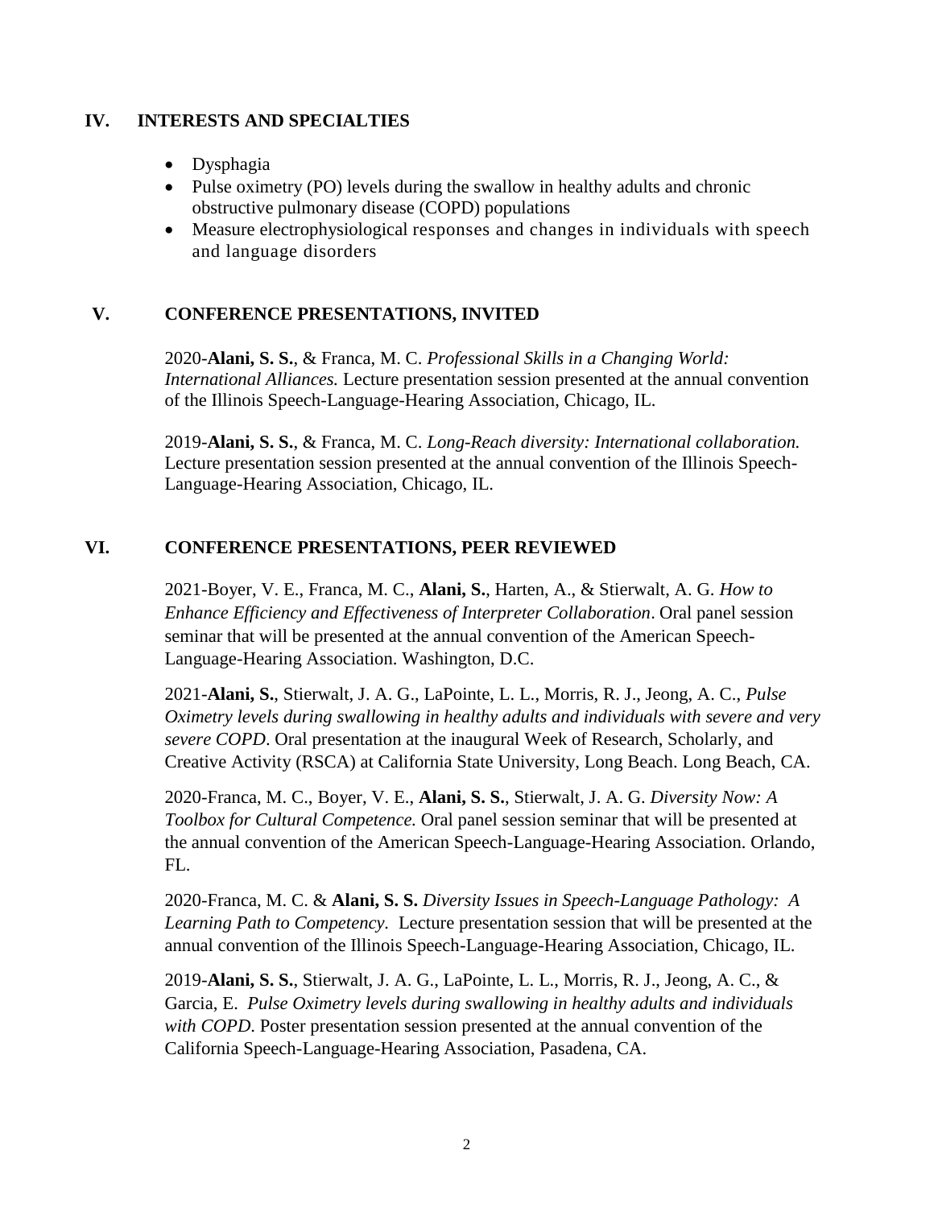## IV. INTERESTS AND SPECIALTIES

- Dysphagia
- Pulse oximetry (PO) levels during the swallow in healthy adults and chronic obstructive pulmonary disease (COPD) populations
- Measure electrophysiological responses and changes in individuals with speech and language disorders

## V. CONFERENCE PRESENTATIONS, INVITED

2020-**Alani, S. S.**, & Franca, M. C. *Professional Skills in a Changing World: International Alliances.* Lecture presentation session presented at the annual convention of the Illinois Speech-Language-Hearing Association, Chicago, IL.

2019-**Alani, S. S.**, & Franca, M. C. *Long-Reach diversity: International collaboration.* Lecture presentation session presented at the annual convention of the Illinois Speech-Language-Hearing Association, Chicago, IL.

## VI. CONFERENCE PRESENTATIONS, PEER REVIEWED

2021-Boyer, V. E., Franca, M. C., **Alani, S.**, Harten, A., & Stierwalt, A. G. *How to Enhance Efficiency and Effectiveness of Interpreter Collaboration*. Oral panel session seminar that will be presented at the annual convention of the American Speech-Language-Hearing Association. Washington, D.C.

2021-**Alani, S.**, Stierwalt, J. A. G., LaPointe, L. L., Morris, R. J., Jeong, A. C., *Pulse Oximetry levels during swallowing in healthy adults and individuals with severe and very severe COPD*. Oral presentation at the inaugural Week of Research, Scholarly, and Creative Activity (RSCA) at California State University, Long Beach. Long Beach, CA.

2020-Franca, M. C., Boyer, V. E., **Alani, S. S.**, Stierwalt, J. A. G. *Diversity Now: A Toolbox for Cultural Competence.* Oral panel session seminar that will be presented at the annual convention of the American Speech-Language-Hearing Association. Orlando, FL.

2020-Franca, M. C. & **Alani, S. S.** *Diversity Issues in Speech-Language Pathology: A Learning Path to Competency.* Lecture presentation session that will be presented at the annual convention of the Illinois Speech-Language-Hearing Association, Chicago, IL.

2019-**Alani, S. S.**, Stierwalt, J. A. G., LaPointe, L. L., Morris, R. J., Jeong, A. C., & Garcia, E. *Pulse Oximetry levels during swallowing in healthy adults and individuals with COPD.* Poster presentation session presented at the annual convention of the California Speech-Language-Hearing Association, Pasadena, CA.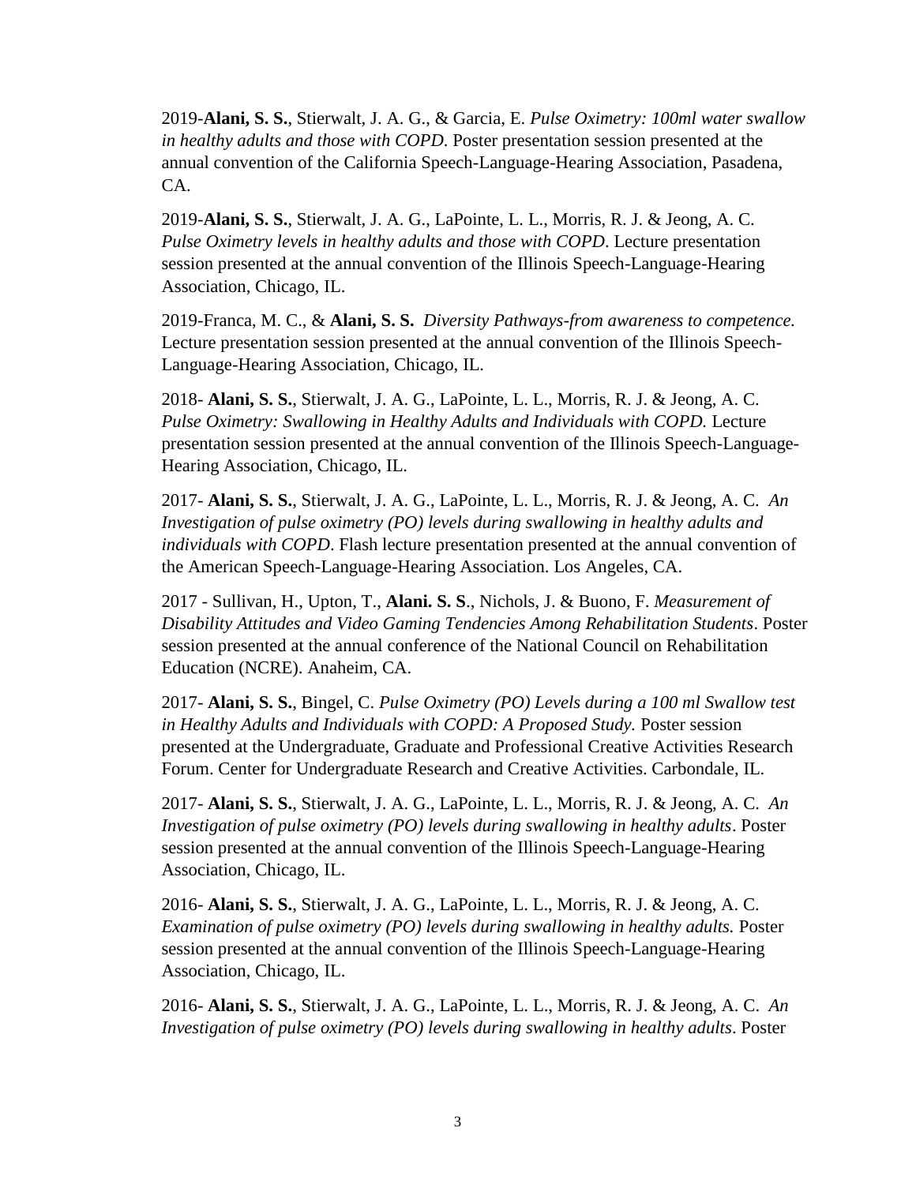2019-**Alani, S. S.**, Stierwalt, J. A. G., & Garcia, E. *Pulse Oximetry: 100ml water swallow in healthy adults and those with COPD*. Poster presentation session presented at the annual convention of the California Speech-Language-Hearing Association, Pasadena, CA.

2019-**Alani, S. S.**, Stierwalt, J. A. G., LaPointe, L. L., Morris, R. J. & Jeong, A. C. *Pulse Oximetry levels in healthy adults and those with COPD*. Lecture presentation session presented at the annual convention of the Illinois Speech-Language-Hearing Association, Chicago, IL.

2019-Franca, M. C., & **Alani, S. S.** *Diversity Pathways-from awareness to competence.* Lecture presentation session presented at the annual convention of the Illinois Speech-Language-Hearing Association, Chicago, IL.

2018- **Alani, S. S.**, Stierwalt, J. A. G., LaPointe, L. L., Morris, R. J. & Jeong, A. C. *Pulse Oximetry: Swallowing in Healthy Adults and Individuals with COPD.* Lecture presentation session presented at the annual convention of the Illinois Speech-Language-Hearing Association, Chicago, IL.

2017- **Alani, S. S.**, Stierwalt, J. A. G., LaPointe, L. L., Morris, R. J. & Jeong, A. C. *An Investigation of pulse oximetry (PO) levels during swallowing in healthy adults and individuals with COPD*. Flash lecture presentation presented at the annual convention of the American Speech-Language-Hearing Association. Los Angeles, CA.

2017 - Sullivan, H., Upton, T., **Alani. S. S**., Nichols, J. & Buono, F. *Measurement of Disability Attitudes and Video Gaming Tendencies Among Rehabilitation Students*. Poster session presented at the annual conference of the National Council on Rehabilitation Education (NCRE). Anaheim, CA.

2017- **Alani, S. S.**, Bingel, C. *Pulse Oximetry (PO) Levels during a 100 ml Swallow test in Healthy Adults and Individuals with COPD: A Proposed Study.* Poster session presented at the Undergraduate, Graduate and Professional Creative Activities Research Forum. Center for Undergraduate Research and Creative Activities. Carbondale, IL.

2017- **Alani, S. S.**, Stierwalt, J. A. G., LaPointe, L. L., Morris, R. J. & Jeong, A. C. *An Investigation of pulse oximetry (PO) levels during swallowing in healthy adults*. Poster session presented at the annual convention of the Illinois Speech-Language-Hearing Association, Chicago, IL.

2016- **Alani, S. S.**, Stierwalt, J. A. G., LaPointe, L. L., Morris, R. J. & Jeong, A. C. *Examination of pulse oximetry (PO) levels during swallowing in healthy adults.* Poster session presented at the annual convention of the Illinois Speech-Language-Hearing Association, Chicago, IL.

2016- **Alani, S. S.**, Stierwalt, J. A. G., LaPointe, L. L., Morris, R. J. & Jeong, A. C. *An Investigation of pulse oximetry (PO) levels during swallowing in healthy adults*. Poster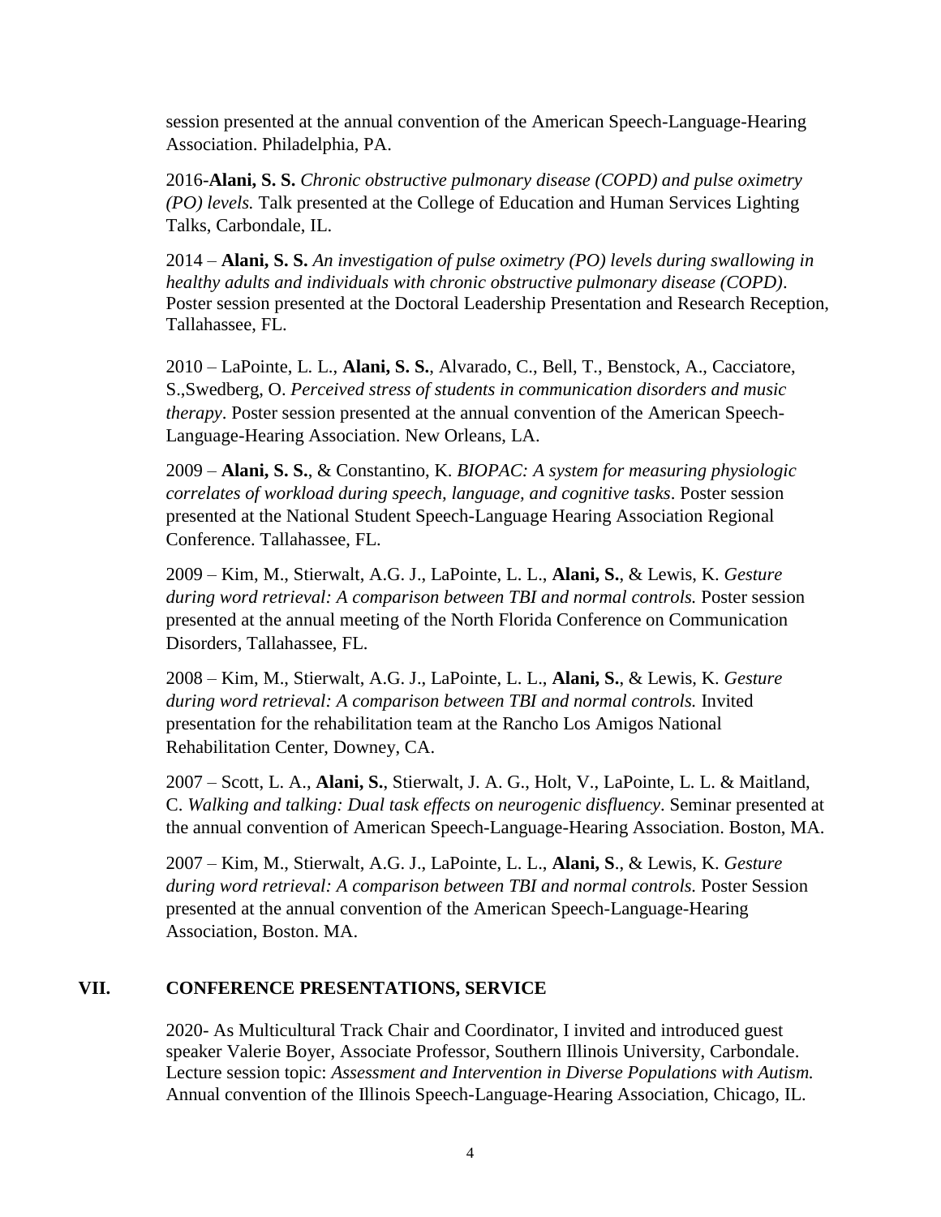session presented at the annual convention of the American Speech-Language-Hearing Association. Philadelphia, PA.

2016-**Alani, S. S.** *Chronic obstructive pulmonary disease (COPD) and pulse oximetry (PO) levels.* Talk presented at the College of Education and Human Services Lighting Talks, Carbondale, IL.

2014 – **Alani, S. S.** *An investigation of pulse oximetry (PO) levels during swallowing in healthy adults and individuals with chronic obstructive pulmonary disease (COPD)*. Poster session presented at the Doctoral Leadership Presentation and Research Reception, Tallahassee, FL.

2010 – LaPointe, L. L., **Alani, S. S.**, Alvarado, C., Bell, T., Benstock, A., Cacciatore, S.,Swedberg, O. *Perceived stress of students in communication disorders and music therapy*. Poster session presented at the annual convention of the American Speech-Language-Hearing Association. New Orleans, LA.

2009 – **Alani, S. S.**, & Constantino, K. *BIOPAC: A system for measuring physiologic correlates of workload during speech, language, and cognitive tasks*. Poster session presented at the National Student Speech-Language Hearing Association Regional Conference. Tallahassee, FL.

2009 – Kim, M., Stierwalt, A.G. J., LaPointe, L. L., **Alani, S.**, & Lewis, K. *Gesture during word retrieval: A comparison between TBI and normal controls.* Poster session presented at the annual meeting of the North Florida Conference on Communication Disorders, Tallahassee, FL.

2008 – Kim, M., Stierwalt, A.G. J., LaPointe, L. L., **Alani, S.**, & Lewis, K. *Gesture during word retrieval: A comparison between TBI and normal controls.* Invited presentation for the rehabilitation team at the Rancho Los Amigos National Rehabilitation Center, Downey, CA.

2007 – Scott, L. A., **Alani, S.**, Stierwalt, J. A. G., Holt, V., LaPointe, L. L. & Maitland, C. *Walking and talking: Dual task effects on neurogenic disfluency*. Seminar presented at the annual convention of American Speech-Language-Hearing Association. Boston, MA.

2007 – Kim, M., Stierwalt, A.G. J., LaPointe, L. L., **Alani, S**., & Lewis, K. *Gesture during word retrieval: A comparison between TBI and normal controls.* Poster Session presented at the annual convention of the American Speech-Language-Hearing Association, Boston. MA.

## VII. CONFERENCE PRESENTATIONS, SERVICE

2020- As Multicultural Track Chair and Coordinator, I invited and introduced guest speaker Valerie Boyer, Associate Professor, Southern Illinois University, Carbondale. Lecture session topic: *Assessment and Intervention in Diverse Populations with Autism.* Annual convention of the Illinois Speech-Language-Hearing Association, Chicago, IL.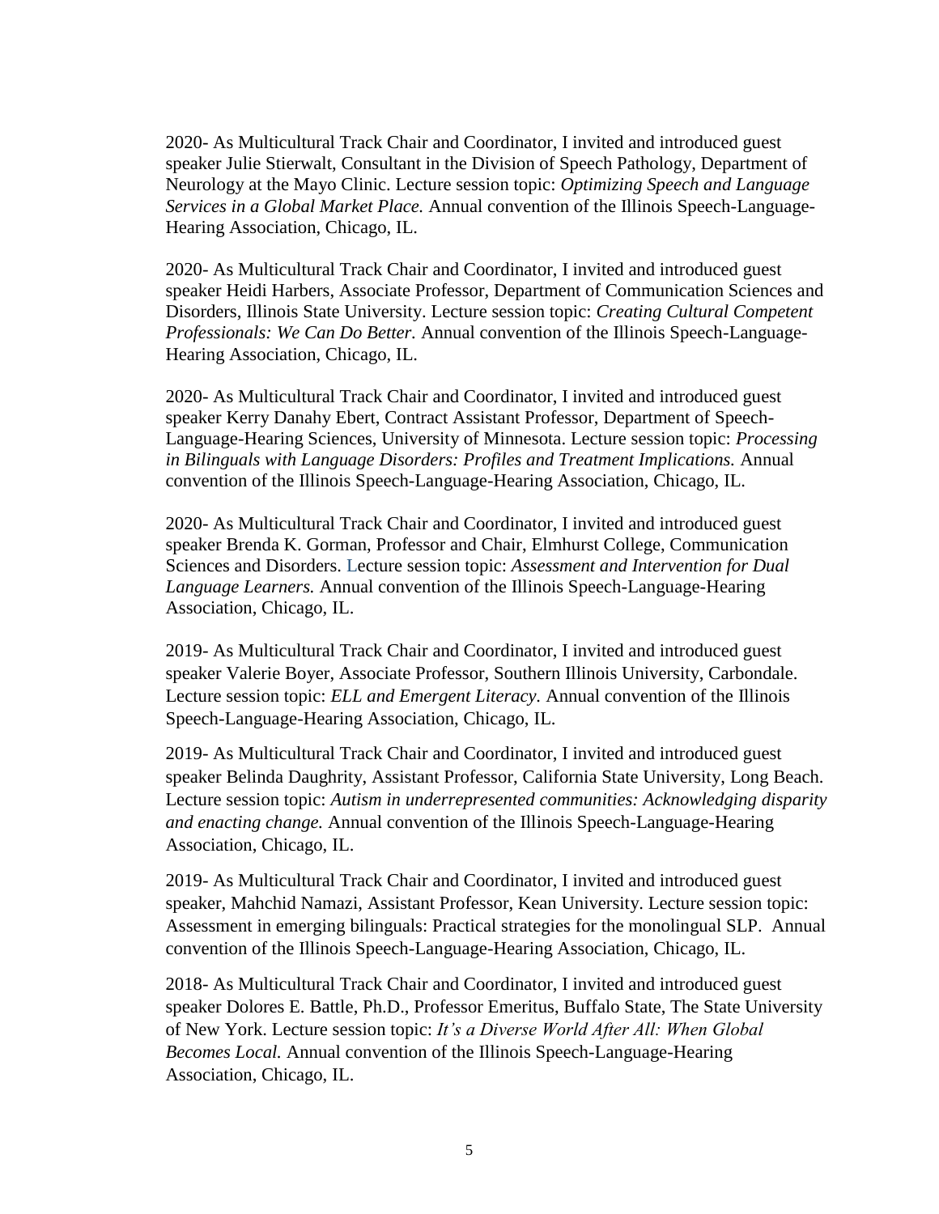2020- As Multicultural Track Chair and Coordinator, I invited and introduced guest speaker Julie Stierwalt, Consultant in the Division of Speech Pathology, Department of Neurology at the Mayo Clinic. Lecture session topic: *Optimizing Speech and Language Services in a Global Market Place.* Annual convention of the Illinois Speech-Language-Hearing Association, Chicago, IL.

2020- As Multicultural Track Chair and Coordinator, I invited and introduced guest speaker Heidi Harbers, Associate Professor, Department of Communication Sciences and Disorders, Illinois State University. Lecture session topic: *Creating Cultural Competent Professionals: We Can Do Better.* Annual convention of the Illinois Speech-Language-Hearing Association, Chicago, IL.

2020- As Multicultural Track Chair and Coordinator, I invited and introduced guest speaker Kerry Danahy Ebert, Contract Assistant Professor, Department of Speech-Language-Hearing Sciences, University of Minnesota. Lecture session topic: *Processing in Bilinguals with Language Disorders: Profiles and Treatment Implications.* Annual convention of the Illinois Speech-Language-Hearing Association, Chicago, IL.

2020- As Multicultural Track Chair and Coordinator, I invited and introduced guest speaker Brenda K. Gorman, Professor and Chair, Elmhurst College, Communication Sciences and Disorders. Lecture session topic: *Assessment and Intervention for Dual Language Learners.* Annual convention of the Illinois Speech-Language-Hearing Association, Chicago, IL.

2019- As Multicultural Track Chair and Coordinator, I invited and introduced guest speaker Valerie Boyer, Associate Professor, Southern Illinois University, Carbondale. Lecture session topic: *ELL and Emergent Literacy.* Annual convention of the Illinois Speech-Language-Hearing Association, Chicago, IL.

2019- As Multicultural Track Chair and Coordinator, I invited and introduced guest speaker Belinda Daughrity, Assistant Professor, California State University, Long Beach. Lecture session topic: *Autism in underrepresented communities: Acknowledging disparity and enacting change.* Annual convention of the Illinois Speech-Language-Hearing Association, Chicago, IL.

2019- As Multicultural Track Chair and Coordinator, I invited and introduced guest speaker, Mahchid Namazi, Assistant Professor, Kean University. Lecture session topic: Assessment in emerging bilinguals: Practical strategies for the monolingual SLP. Annual convention of the Illinois Speech-Language-Hearing Association, Chicago, IL.

2018- As Multicultural Track Chair and Coordinator, I invited and introduced guest speaker Dolores E. Battle, Ph.D., Professor Emeritus, Buffalo State, The State University of New York. Lecture session topic: *It's a Diverse World After All: When Global Becomes Local.* Annual convention of the Illinois Speech-Language-Hearing Association, Chicago, IL.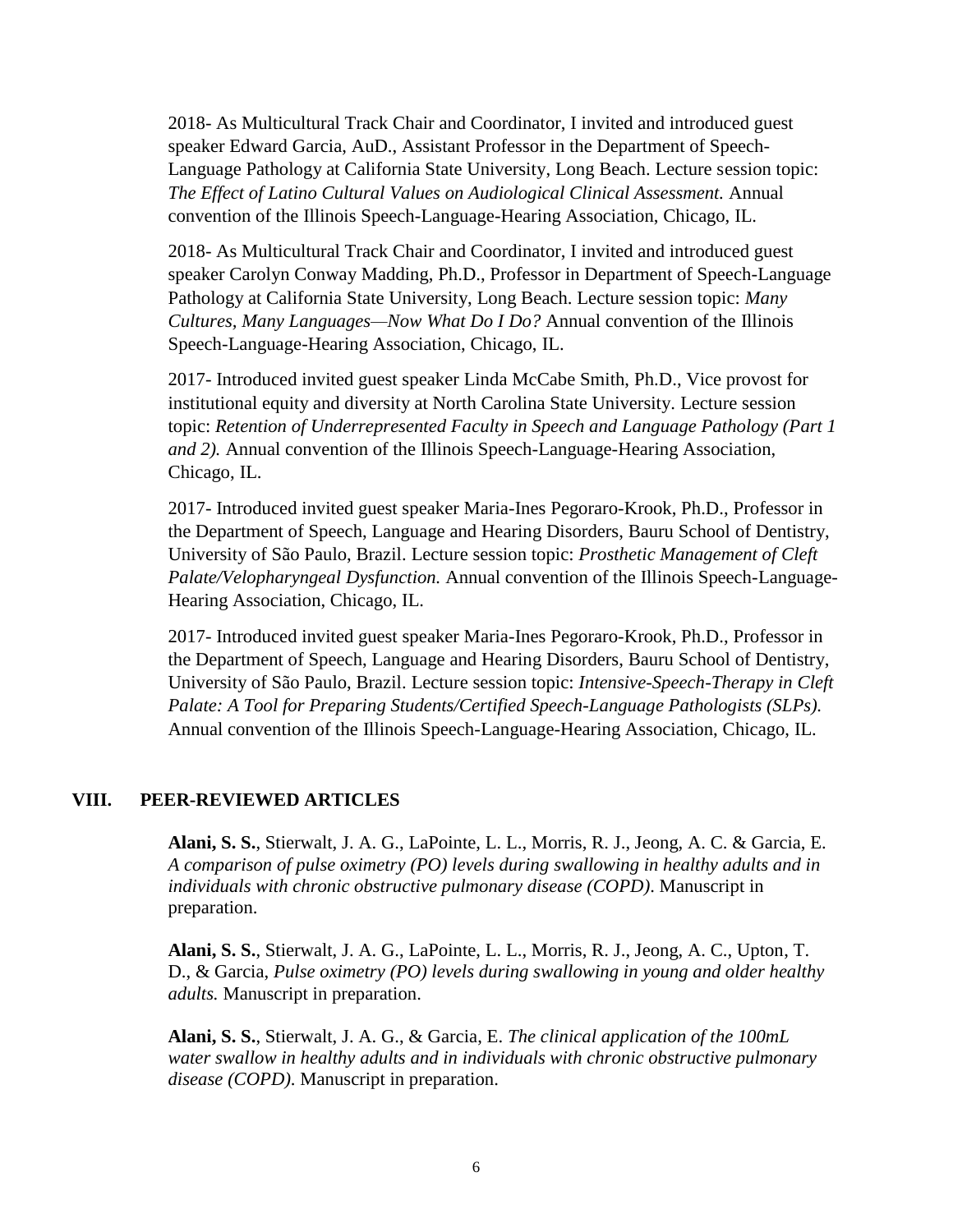2018- As Multicultural Track Chair and Coordinator, I invited and introduced guest speaker Edward Garcia, AuD., Assistant Professor in the Department of Speech-Language Pathology at California State University, Long Beach. Lecture session topic: *The Effect of Latino Cultural Values on Audiological Clinical Assessment.* Annual convention of the Illinois Speech-Language-Hearing Association, Chicago, IL.

2018- As Multicultural Track Chair and Coordinator, I invited and introduced guest speaker Carolyn Conway Madding, Ph.D., Professor in Department of Speech-Language Pathology at California State University, Long Beach. Lecture session topic: *Many Cultures, Many Languages—Now What Do I Do?* Annual convention of the Illinois Speech-Language-Hearing Association, Chicago, IL.

2017- Introduced invited guest speaker Linda McCabe Smith, Ph.D., Vice provost for institutional equity and diversity at North Carolina State University. Lecture session topic: *Retention of Underrepresented Faculty in Speech and Language Pathology (Part 1 and 2).* Annual convention of the Illinois Speech-Language-Hearing Association, Chicago, IL.

2017- Introduced invited guest speaker Maria-Ines Pegoraro-Krook, Ph.D., Professor in the Department of Speech, Language and Hearing Disorders, Bauru School of Dentistry, University of São Paulo, Brazil. Lecture session topic: *Prosthetic Management of Cleft Palate/Velopharyngeal Dysfunction.* Annual convention of the Illinois Speech-Language-Hearing Association, Chicago, IL.

2017- Introduced invited guest speaker Maria-Ines Pegoraro-Krook, Ph.D., Professor in the Department of Speech, Language and Hearing Disorders, Bauru School of Dentistry, University of São Paulo, Brazil. Lecture session topic: *Intensive-Speech-Therapy in Cleft Palate: A Tool for Preparing Students/Certified Speech-Language Pathologists (SLPs).* Annual convention of the Illinois Speech-Language-Hearing Association, Chicago, IL.

## VIII. PEER-REVIEWED ARTICLES

**Alani, S. S.**, Stierwalt, J. A. G., LaPointe, L. L., Morris, R. J., Jeong, A. C. & Garcia, E. *A comparison of pulse oximetry (PO) levels during swallowing in healthy adults and in individuals with chronic obstructive pulmonary disease (COPD)*. Manuscript in preparation.

**Alani, S. S.**, Stierwalt, J. A. G., LaPointe, L. L., Morris, R. J., Jeong, A. C., Upton, T. D., & Garcia, *Pulse oximetry (PO) levels during swallowing in young and older healthy adults.* Manuscript in preparation.

**Alani, S. S.**, Stierwalt, J. A. G., & Garcia, E. *The clinical application of the 100mL water swallow in healthy adults and in individuals with chronic obstructive pulmonary disease (COPD).* Manuscript in preparation.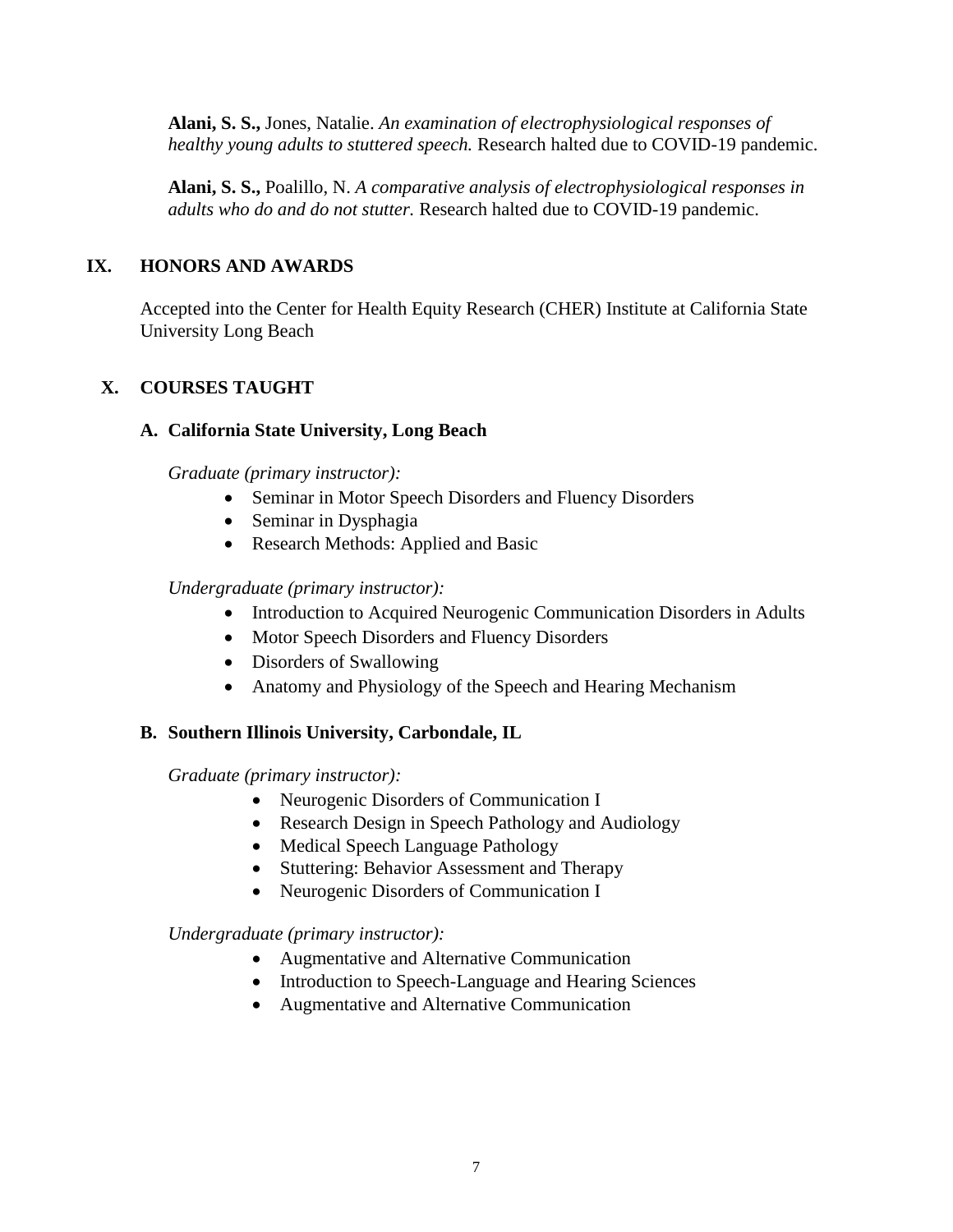**Alani, S. S.,** Jones, Natalie. *An examination of electrophysiological responses of healthy young adults to stuttered speech.* Research halted due to COVID-19 pandemic.

**Alani, S. S.,** Poalillo, N. *A comparative analysis of electrophysiological responses in adults who do and do not stutter.* Research halted due to COVID-19 pandemic.

## IX. HONORS AND AWARDS

Accepted into the Center for Health Equity Research (CHER) Institute at California State University Long Beach

## X. COURSES TAUGHT

### A. California State University, Long Beach

*Graduate (primary instructor):*

- Seminar in Motor Speech Disorders and Fluency Disorders
- Seminar in Dysphagia
- Research Methods: Applied and Basic

*Undergraduate (primary instructor):*

- Introduction to Acquired Neurogenic Communication Disorders in Adults
- Motor Speech Disorders and Fluency Disorders
- Disorders of Swallowing
- Anatomy and Physiology of the Speech and Hearing Mechanism

### B. Southern Illinois University, Carbondale, IL

*Graduate (primary instructor):*

- Neurogenic Disorders of Communication I
- Research Design in Speech Pathology and Audiology
- Medical Speech Language Pathology
- Stuttering: Behavior Assessment and Therapy
- Neurogenic Disorders of Communication I

*Undergraduate (primary instructor):*

- Augmentative and Alternative Communication
- Introduction to Speech-Language and Hearing Sciences
- Augmentative and Alternative Communication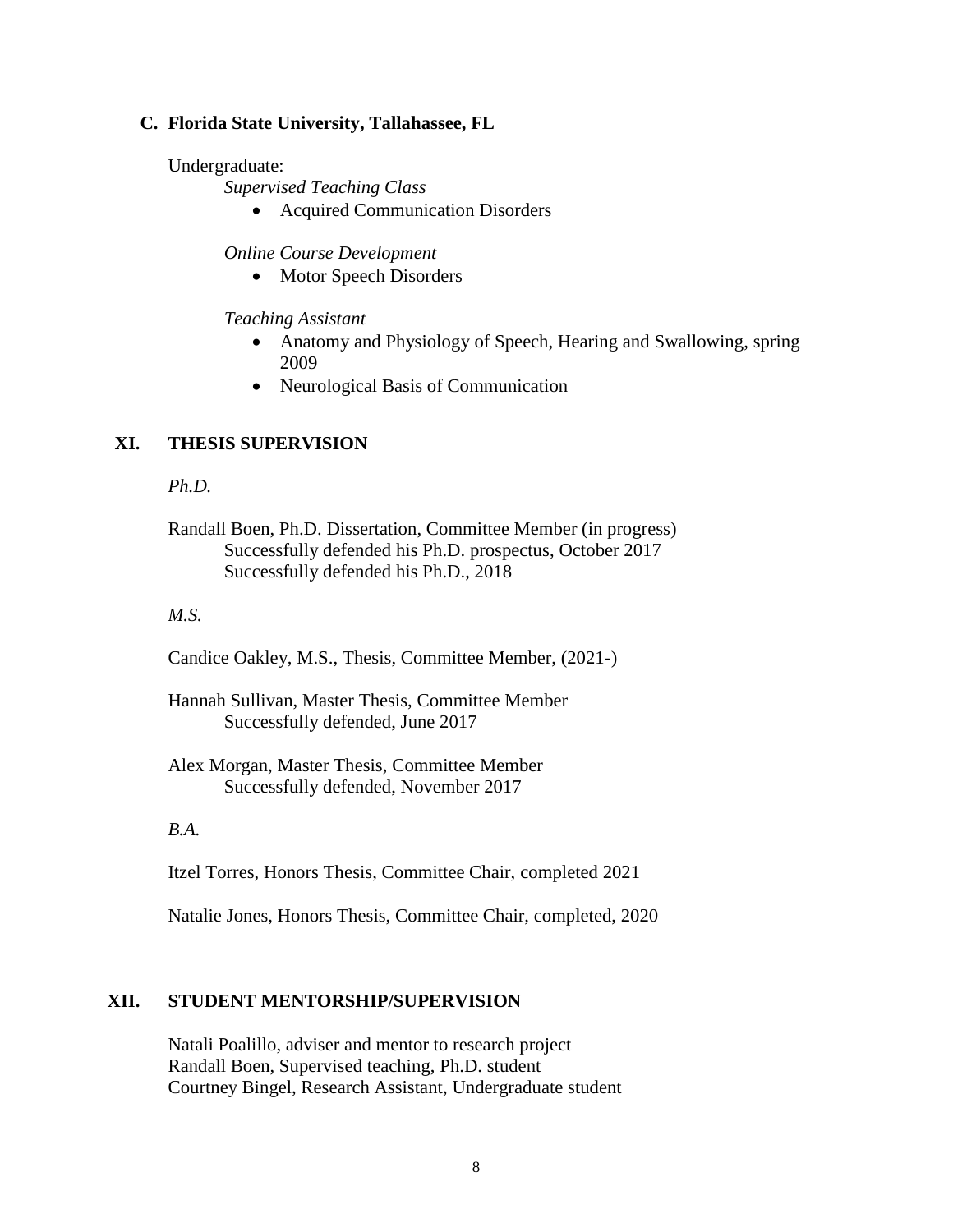### C. Florida State University, Tallahassee, FL

Undergraduate:

*Supervised Teaching Class*

- Acquired Communication Disorders

*Online Course Development*

- Motor Speech Disorders

*Teaching Assistant*

- Anatomy and Physiology of Speech, Hearing and Swallowing, spring 2009
- Neurological Basis of Communication

## XI. THESIS SUPERVISION

*Ph.D.*

Randall Boen, Ph.D. Dissertation, Committee Member (in progress)
Successfully defended his Ph.D. prospectus, October 2017
Successfully defended his Ph.D., 2018

*M.S.*

Candice Oakley, M.S., Thesis, Committee Member, (2021-)

Hannah Sullivan, Master Thesis, Committee Member
Successfully defended, June 2017

Alex Morgan, Master Thesis, Committee Member
Successfully defended, November 2017

*B.A.*

Itzel Torres, Honors Thesis, Committee Chair, completed 2021

Natalie Jones, Honors Thesis, Committee Chair, completed, 2020

## XII. STUDENT MENTORSHIP/SUPERVISION

Natali Poalillo, adviser and mentor to research project
Randall Boen, Supervised teaching, Ph.D. student
Courtney Bingel, Research Assistant, Undergraduate student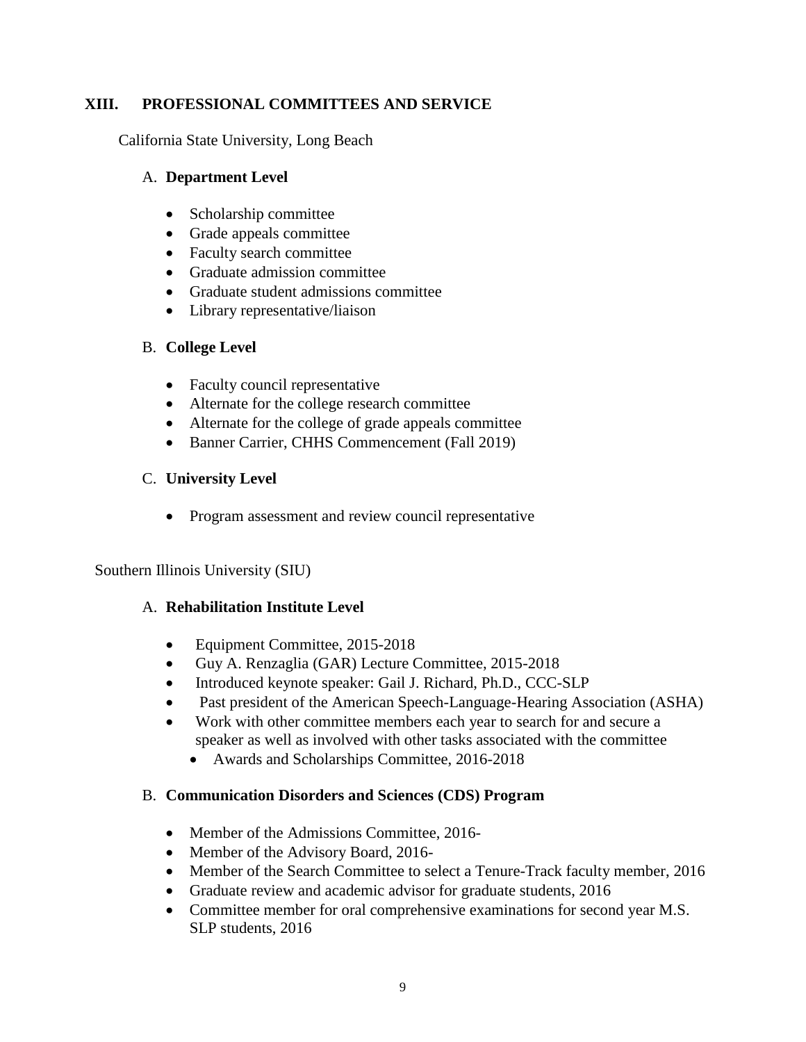## XIII. PROFESSIONAL COMMITTEES AND SERVICE

California State University, Long Beach

### A. Department Level

- Scholarship committee
- Grade appeals committee
- Faculty search committee
- Graduate admission committee
- Graduate student admissions committee
- Library representative/liaison

### B. College Level

- Faculty council representative
- Alternate for the college research committee
- Alternate for the college of grade appeals committee
- Banner Carrier, CHHS Commencement (Fall 2019)

### C. University Level

- Program assessment and review council representative

Southern Illinois University (SIU)

### A. Rehabilitation Institute Level

- Equipment Committee, 2015-2018
- Guy A. Renzaglia (GAR) Lecture Committee, 2015-2018
- Introduced keynote speaker: Gail J. Richard, Ph.D., CCC-SLP
- Past president of the American Speech-Language-Hearing Association (ASHA)
- Work with other committee members each year to search for and secure a speaker as well as involved with other tasks associated with the committee
    - Awards and Scholarships Committee, 2016-2018

### B. Communication Disorders and Sciences (CDS) Program

- Member of the Admissions Committee, 2016-
- Member of the Advisory Board, 2016-
- Member of the Search Committee to select a Tenure-Track faculty member, 2016
- Graduate review and academic advisor for graduate students, 2016
- Committee member for oral comprehensive examinations for second year M.S. SLP students, 2016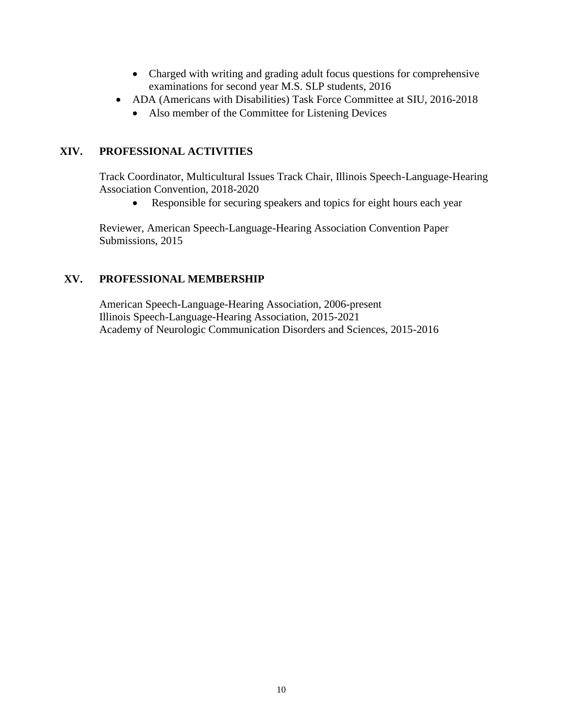- Charged with writing and grading adult focus questions for comprehensive examinations for second year M.S. SLP students, 2016
- ADA (Americans with Disabilities) Task Force Committee at SIU, 2016-2018
  - Also member of the Committee for Listening Devices

## XIV. PROFESSIONAL ACTIVITIES

Track Coordinator, Multicultural Issues Track Chair, Illinois Speech-Language-Hearing Association Convention, 2018-2020

- Responsible for securing speakers and topics for eight hours each year

Reviewer, American Speech-Language-Hearing Association Convention Paper Submissions, 2015

## XV. PROFESSIONAL MEMBERSHIP

American Speech-Language-Hearing Association, 2006-present
Illinois Speech-Language-Hearing Association, 2015-2021
Academy of Neurologic Communication Disorders and Sciences, 2015-2016